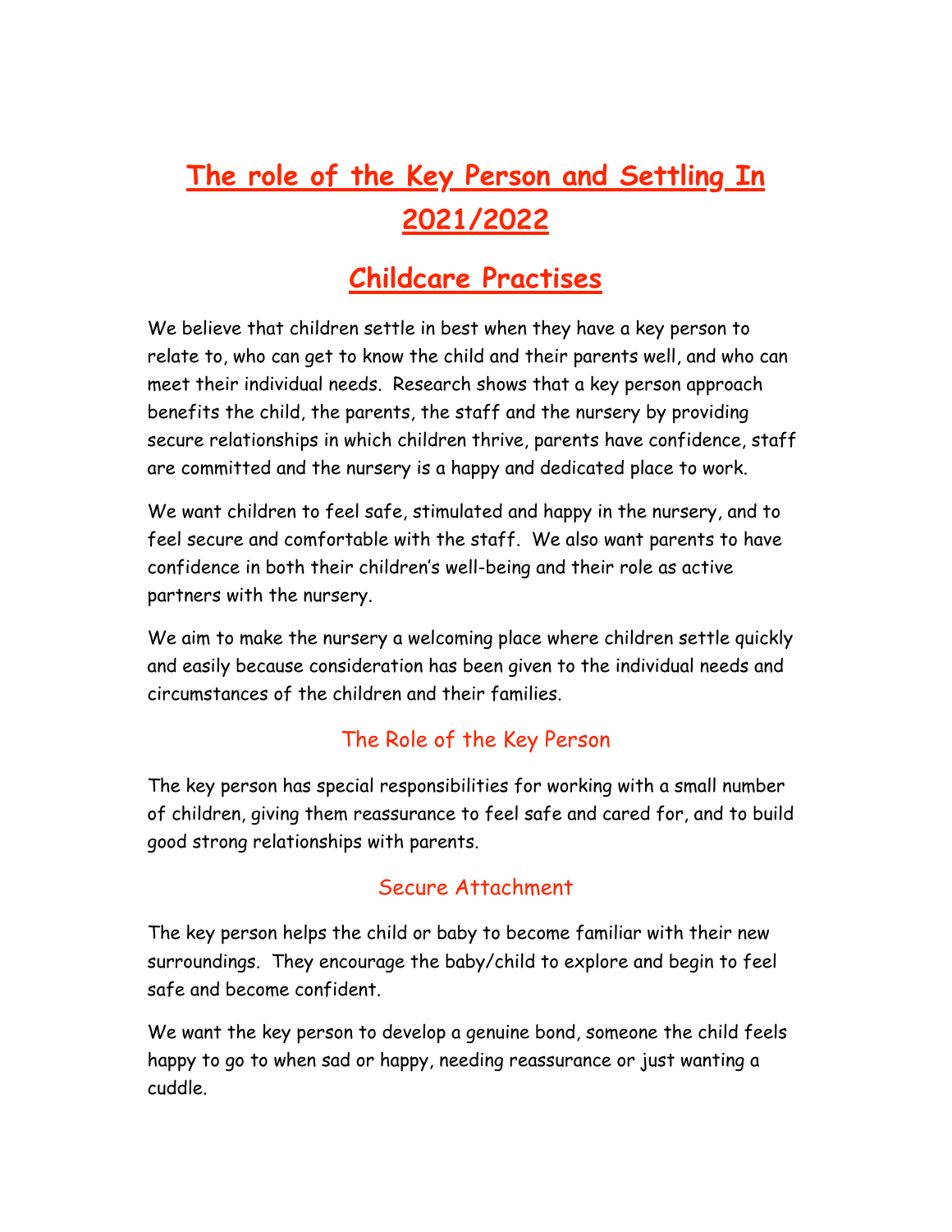# The role of the Key Person and Settling In 2021/2022

# Childcare Practises

We believe that children settle in best when they have a key person to relate to, who can get to know the child and their parents well, and who can meet their individual needs. Research shows that a key person approach benefits the child, the parents, the staff and the nursery by providing secure relationships in which children thrive, parents have confidence, staff are committed and the nursery is a happy and dedicated place to work.

We want children to feel safe, stimulated and happy in the nursery, and to feel secure and comfortable with the staff. We also want parents to have confidence in both their children's well-being and their role as active partners with the nursery.

We aim to make the nursery a welcoming place where children settle quickly and easily because consideration has been given to the individual needs and circumstances of the children and their families.

## The Role of the Key Person

The key person has special responsibilities for working with a small number of children, giving them reassurance to feel safe and cared for, and to build good strong relationships with parents.

## Secure Attachment

The key person helps the child or baby to become familiar with their new surroundings. They encourage the baby/child to explore and begin to feel safe and become confident.

We want the key person to develop a genuine bond, someone the child feels happy to go to when sad or happy, needing reassurance or just wanting a cuddle.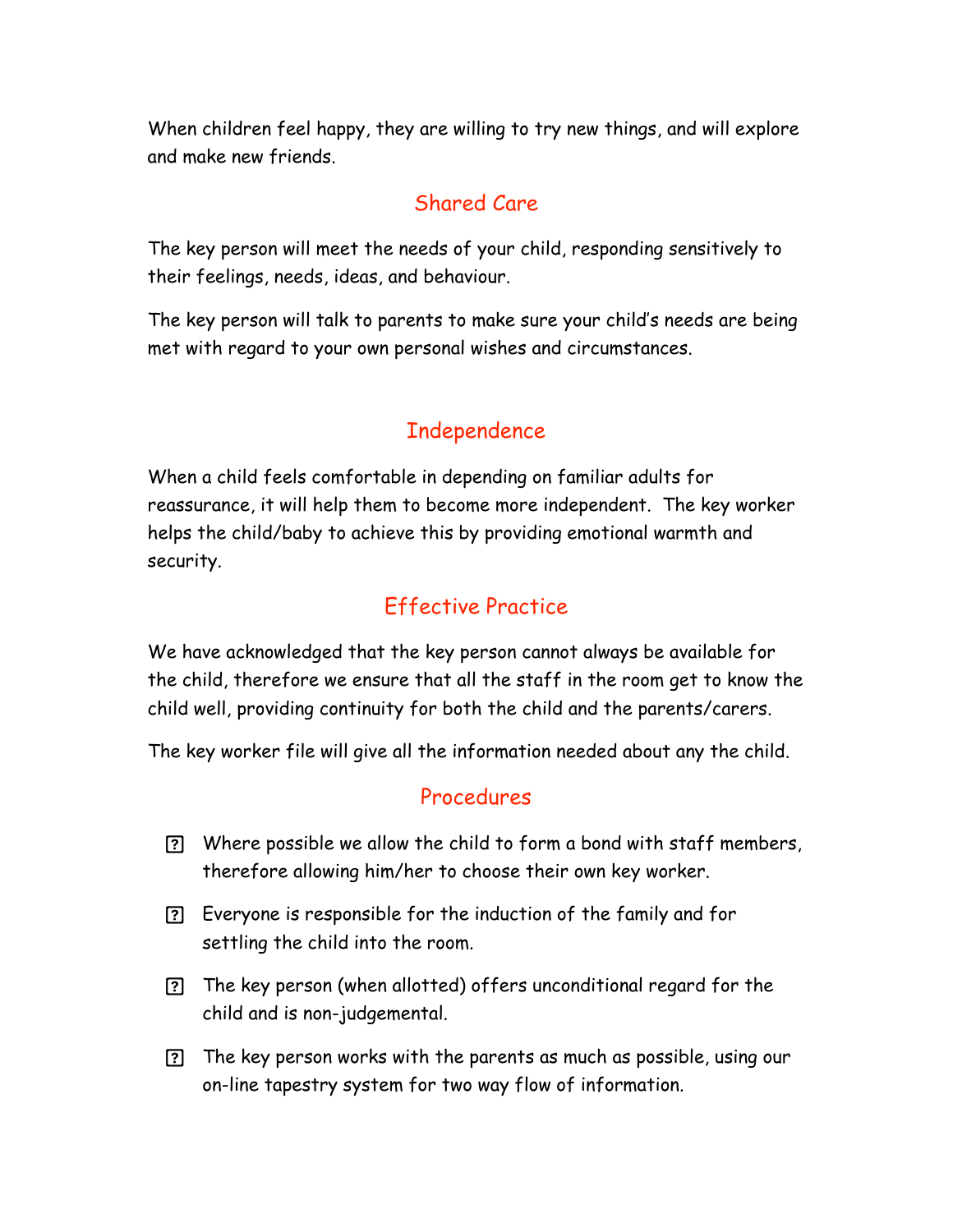When children feel happy, they are willing to try new things, and will explore and make new friends.

## Shared Care

The key person will meet the needs of your child, responding sensitively to their feelings, needs, ideas, and behaviour.

The key person will talk to parents to make sure your child's needs are being met with regard to your own personal wishes and circumstances.

## Independence

When a child feels comfortable in depending on familiar adults for reassurance, it will help them to become more independent. The key worker helps the child/baby to achieve this by providing emotional warmth and security.

## Effective Practice

We have acknowledged that the key person cannot always be available for the child, therefore we ensure that all the staff in the room get to know the child well, providing continuity for both the child and the parents/carers.

The key worker file will give all the information needed about any the child.

## Procedures

- Where possible we allow the child to form a bond with staff members, therefore allowing him/her to choose their own key worker.
- Everyone is responsible for the induction of the family and for settling the child into the room.
- The key person (when allotted) offers unconditional regard for the child and is non-judgemental.
- The key person works with the parents as much as possible, using our on-line tapestry system for two way flow of information.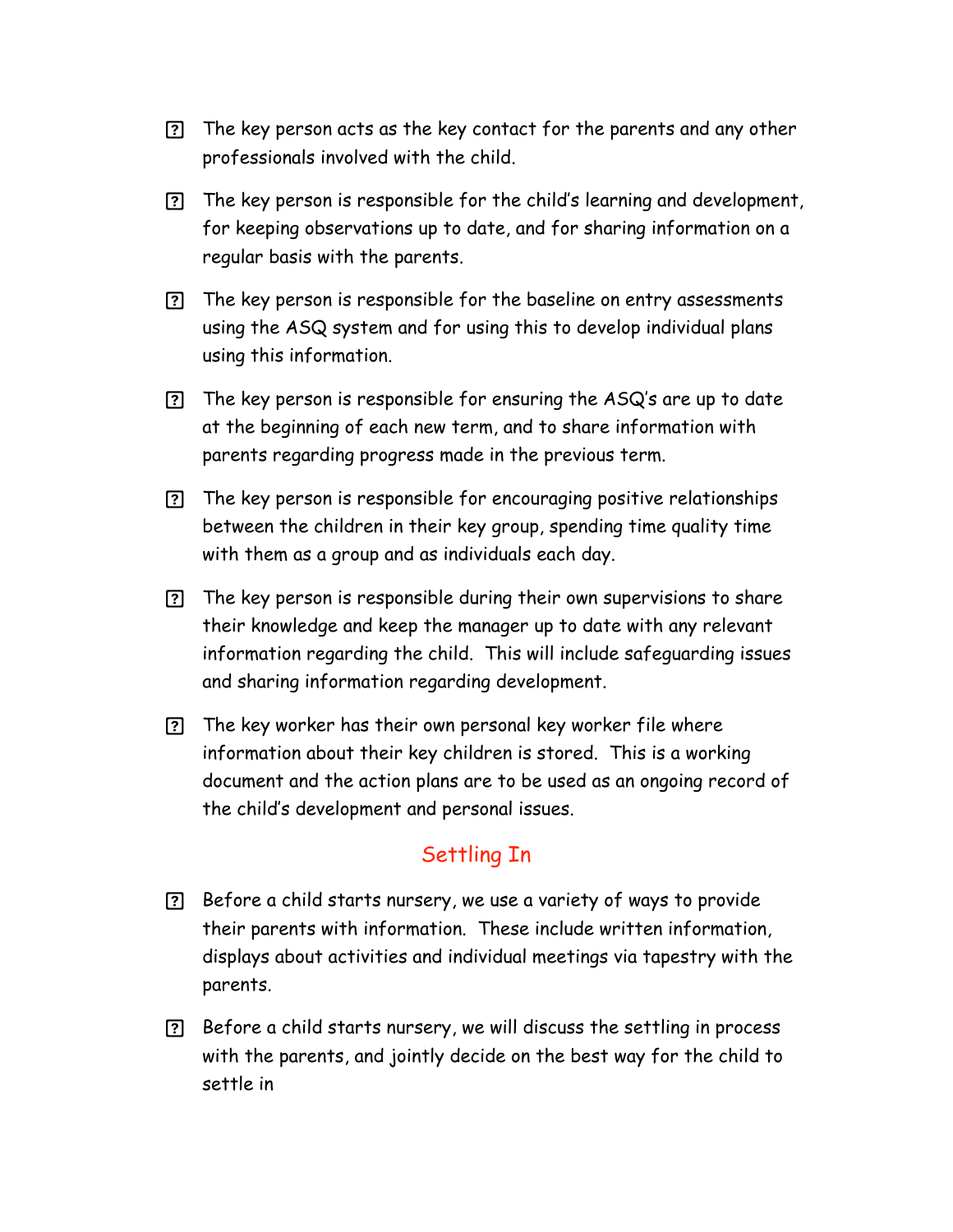- The key person acts as the key contact for the parents and any other professionals involved with the child.
- The key person is responsible for the child's learning and development, for keeping observations up to date, and for sharing information on a regular basis with the parents.
- The key person is responsible for the baseline on entry assessments using the ASQ system and for using this to develop individual plans using this information.
- The key person is responsible for ensuring the ASQ's are up to date at the beginning of each new term, and to share information with parents regarding progress made in the previous term.
- The key person is responsible for encouraging positive relationships between the children in their key group, spending time quality time with them as a group and as individuals each day.
- The key person is responsible during their own supervisions to share their knowledge and keep the manager up to date with any relevant information regarding the child. This will include safeguarding issues and sharing information regarding development.
- The key worker has their own personal key worker file where information about their key children is stored. This is a working document and the action plans are to be used as an ongoing record of the child's development and personal issues.

## Settling In

- Before a child starts nursery, we use a variety of ways to provide their parents with information. These include written information, displays about activities and individual meetings via tapestry with the parents.
- Before a child starts nursery, we will discuss the settling in process with the parents, and jointly decide on the best way for the child to settle in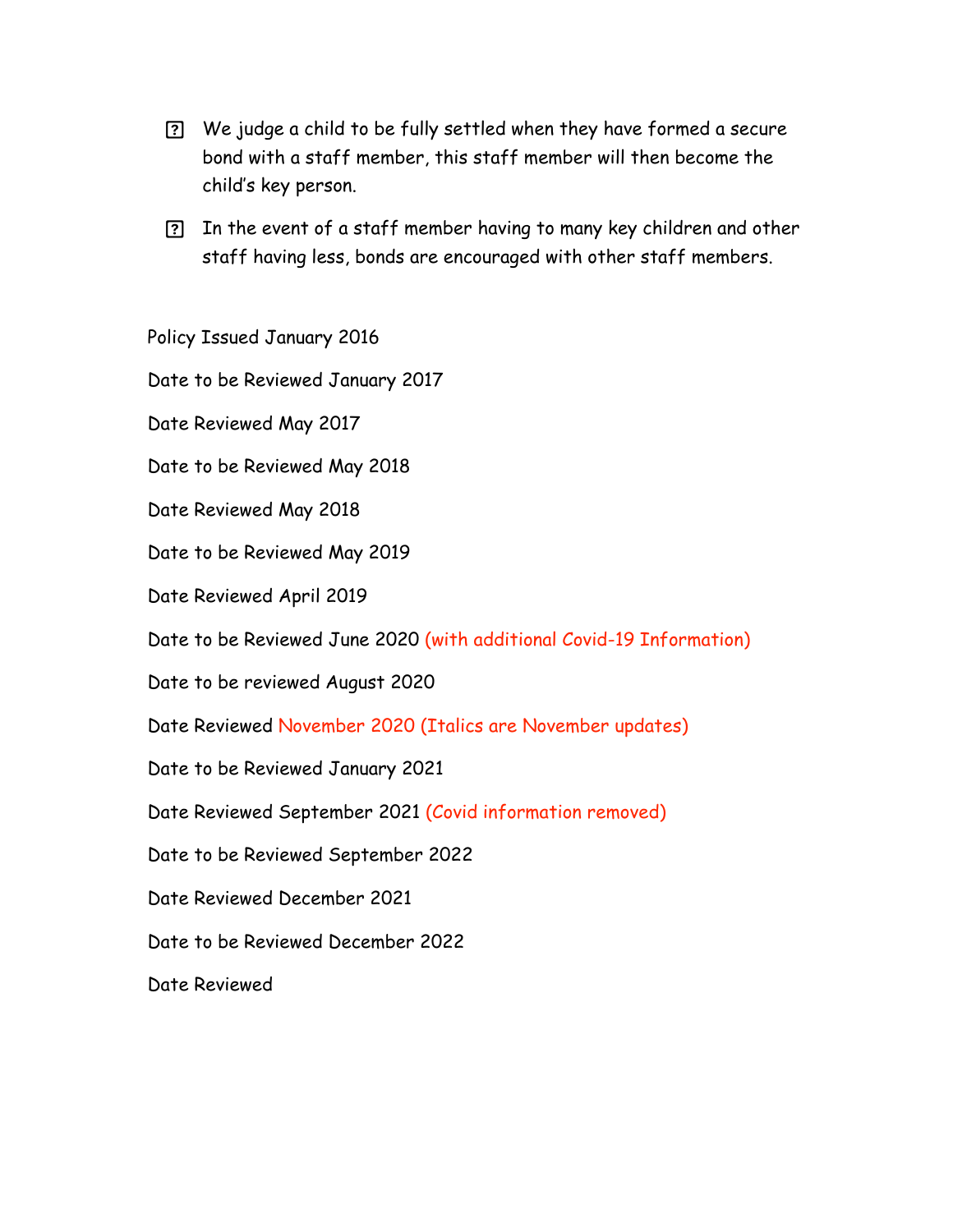- We judge a child to be fully settled when they have formed a secure bond with a staff member, this staff member will then become the child's key person.
- In the event of a staff member having to many key children and other staff having less, bonds are encouraged with other staff members.

Policy Issued January 2016

Date to be Reviewed January 2017

Date Reviewed May 2017

Date to be Reviewed May 2018

Date Reviewed May 2018

Date to be Reviewed May 2019

Date Reviewed April 2019

Date to be Reviewed June 2020 (with additional Covid-19 Information)

Date to be reviewed August 2020

Date Reviewed November 2020 (Italics are November updates)

Date to be Reviewed January 2021

Date Reviewed September 2021 (Covid information removed)

Date to be Reviewed September 2022

Date Reviewed December 2021

Date to be Reviewed December 2022

Date Reviewed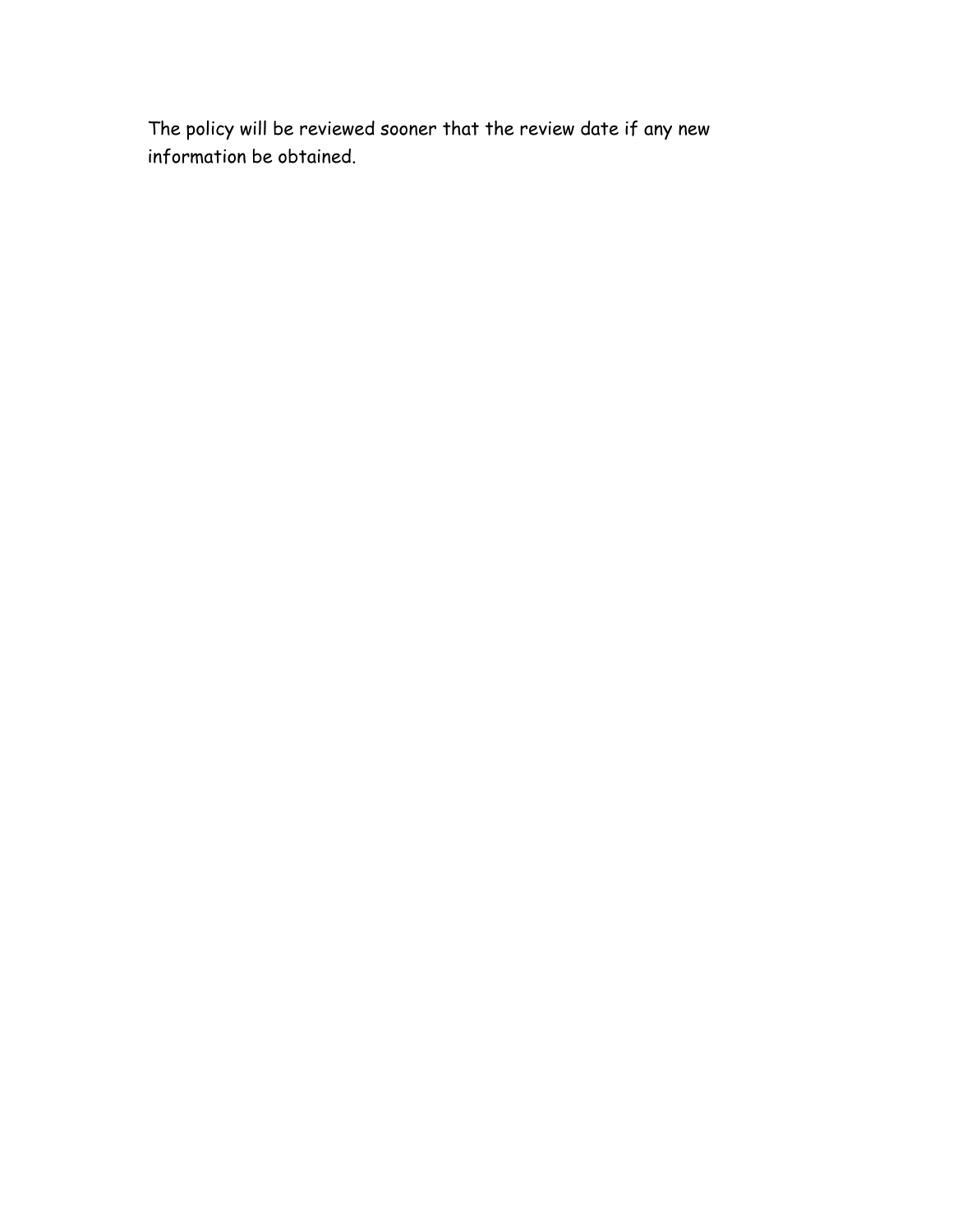The policy will be reviewed sooner that the review date if any new information be obtained.